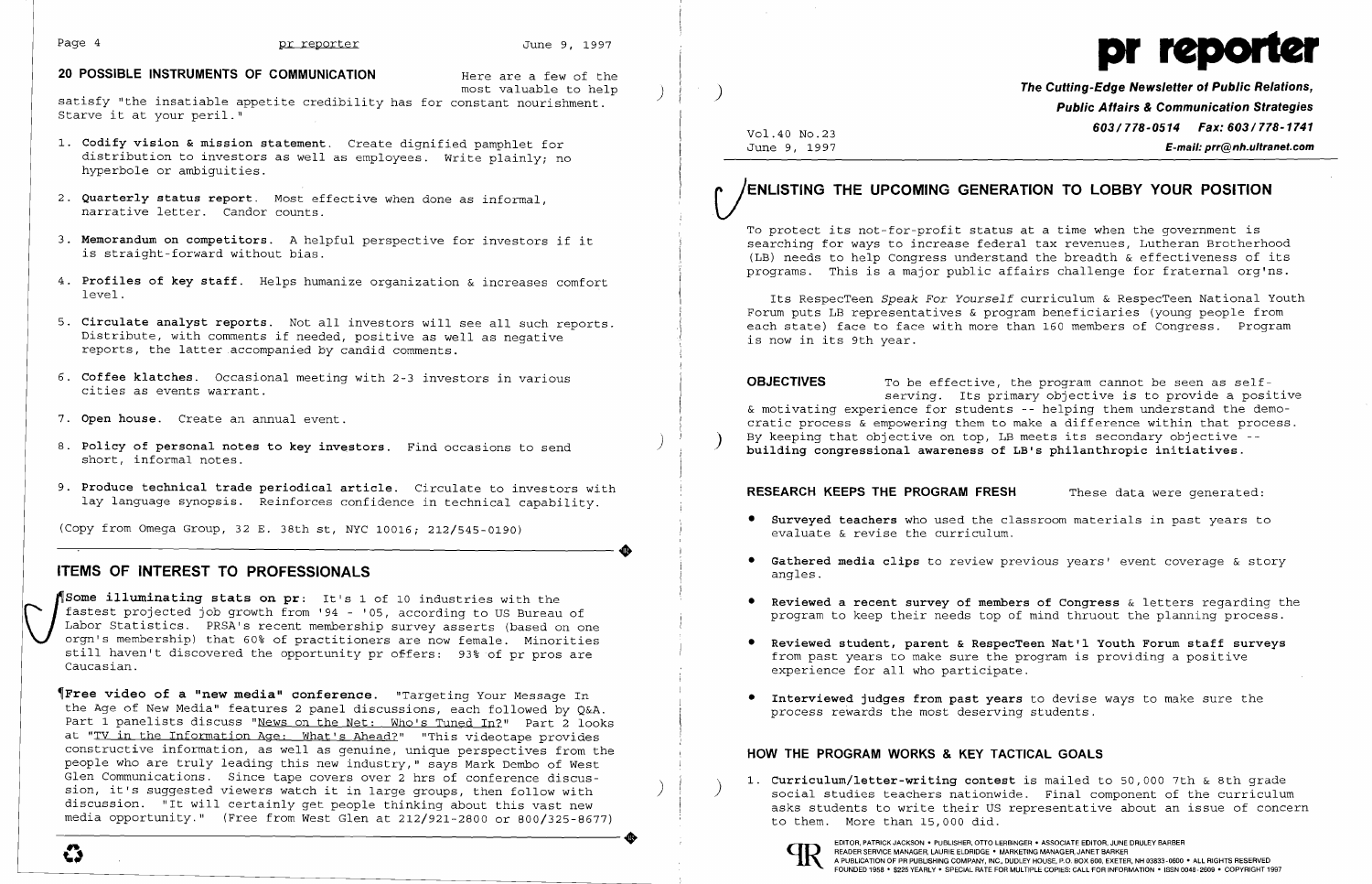## 20 POSSIBLE INSTRUMENTS OF COMMUNICATION

Here are a few of the most valuable to help satisfy "the insatiable appetite credibility has for constant nourishment. Starve it at your peril."

1. **Codify vision & mission statement**. Create dignified pamphlet for distribution to investors as well as employees. Write plainly; no hyperbole or ambiguities.
2. **Quarterly status report**. Most effective when done as informal, narrative letter. Candor counts.
3. **Memorandum on competitors**. A helpful perspective for investors if it is straight-forward without bias.
4. **Profiles of key staff**. Helps humanize organization & increases comfort level.
5. **Circulate analyst reports**. Not all investors will see all such reports. Distribute, with comments if needed, positive as well as negative reports, the latter accompanied by candid comments.
6. **Coffee klatches**. Occasional meeting with 2-3 investors in various cities as events warrant.
7. **Open house**. Create an annual event.
8. **Policy of personal notes to key investors**. Find occasions to send short, informal notes.
9. **Produce technical trade periodical article**. Circulate to investors with lay language synopsis. Reinforces confidence in technical capability.

(Copy from Omega Group, 32 E. 38th st, NYC 10016; 212/545-0190)

## ITEMS OF INTEREST TO PROFESSIONALS

¶**Some illuminating stats on pr**: It's 1 of 10 industries with the fastest projected job growth from '94 - '05, according to US Bureau of Labor Statistics. PRSA's recent membership survey asserts (based on one orgn's membership) that 60% of practitioners are now female. Minorities still haven't discovered the opportunity pr offers: 93% of pr pros are Caucasian.

¶**Free video of a "new media" conference**. "Targeting Your Message In the Age of New Media" features 2 panel discussions, each followed by Q&A. Part 1 panelists discuss "News on the Net: Who's Tuned In?" Part 2 looks at "TV in the Information Age: What's Ahead?" "This videotape provides constructive information, as well as genuine, unique perspectives from the people who are truly leading this new industry," says Mark Dembo of West Glen Communications. Since tape covers over 2 hrs of conference discussion, it's suggested viewers watch it in large groups, then follow with discussion. "It will certainly get people thinking about this vast new media opportunity." (Free from West Glen at 212/921-2800 or 800/325-8677)

# pr reporter

**The Cutting-Edge Newsletter of Public Relations, Public Affairs & Communication Strategies**

**603/778-0514 Fax: 603/778-1741**

**E-mail: prr@nh.ultranet.com**

Vol.40 No.23
June 9, 1997

## ENLISTING THE UPCOMING GENERATION TO LOBBY YOUR POSITION

To protect its not-for-profit status at a time when the government is searching for ways to increase federal tax revenues, Lutheran Brotherhood (LB) needs to help Congress understand the breadth & effectiveness of its programs. This is a major public affairs challenge for fraternal org'ns.

Its RespecTeen *Speak For Yourself* curriculum & RespecTeen National Youth Forum puts LB representatives & program beneficiaries (young people from each state) face to face with more than 160 members of Congress. Program is now in its 9th year.

**OBJECTIVES** To be effective, the program cannot be seen as self-serving. Its primary objective is to provide a positive & motivating experience for students -- helping them understand the democratic process & empowering them to make a difference within that process. By keeping that objective on top, LB meets its secondary objective -- **building congressional awareness of LB's philanthropic initiatives.**

### RESEARCH KEEPS THE PROGRAM FRESH

These data were generated:

- **Surveyed teachers** who used the classroom materials in past years to evaluate & revise the curriculum.
- **Gathered media clips** to review previous years' event coverage & story angles.
- **Reviewed a recent survey of members of Congress** & letters regarding the program to keep their needs top of mind thruout the planning process.
- **Reviewed student, parent & RespecTeen Nat'l Youth Forum staff surveys** from past years to make sure the program is providing a positive experience for all who participate.
- **Interviewed judges from past years** to devise ways to make sure the process rewards the most deserving students.

### HOW THE PROGRAM WORKS & KEY TACTICAL GOALS

1. **Curriculum/letter-writing contest** is mailed to 50,000 7th & 8th grade social studies teachers nationwide. Final component of the curriculum asks students to write their US representative about an issue of concern to them. More than 15,000 did.

EDITOR, PATRICK JACKSON • PUBLISHER, OTTO LERBINGER • ASSOCIATE EDITOR, JUNE DRULEY BARBER
READER SERVICE MANAGER, LAURIE ELDRIDGE • MARKETING MANAGER, JANET BARKER
A PUBLICATION OF PR PUBLISHING COMPANY, INC., DUDLEY HOUSE, P.O. BOX 600, EXETER, NH 03833-0600 • ALL RIGHTS RESERVED
FOUNDED 1958 • $225 YEARLY • SPECIAL RATE FOR MULTIPLE COPIES: CALL FOR INFORMATION • ISSN 0048-2609 • COPYRIGHT 1997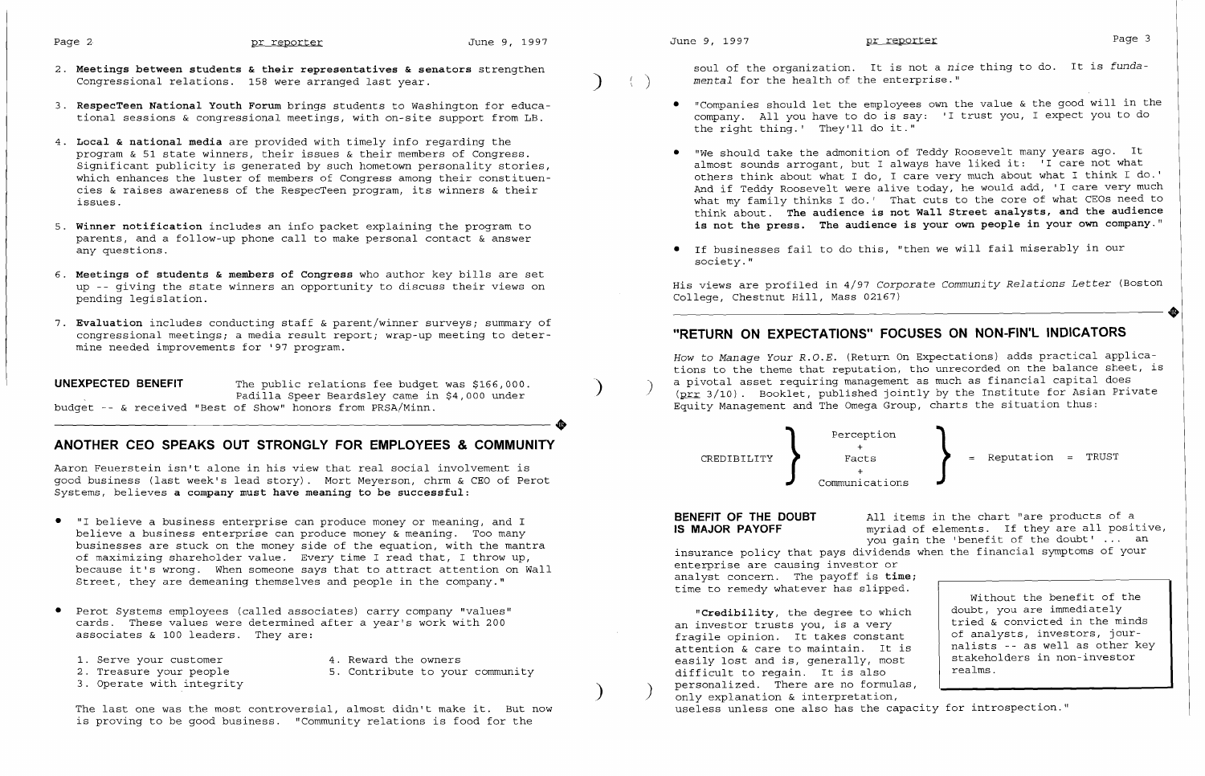2. **Meetings between students & their representatives & senators** strengthen Congressional relations. 158 were arranged last year.

3. **RespecTeen National Youth Forum** brings students to Washington for educational sessions & congressional meetings, with on-site support from LB.

4. **Local & national media** are provided with timely info regarding the program & 51 state winners, their issues & their members of Congress. Significant publicity is generated by such hometown personality stories, which enhances the luster of members of Congress among their constituencies & raises awareness of the RespecTeen program, its winners & their issues.

5. **Winner notification** includes an info packet explaining the program to parents, and a follow-up phone call to make personal contact & answer any questions.

6. **Meetings of students & members of Congress** who author key bills are set up -- giving the state winners an opportunity to discuss their views on pending legislation.

7. **Evaluation** includes conducting staff & parent/winner surveys; summary of congressional meetings; a media result report; wrap-up meeting to determine needed improvements for '97 program.

**UNEXPECTED BENEFIT** The public relations fee budget was $166,000. Padilla Speer Beardsley came in $4,000 under budget -- & received "Best of Show" honors from PRSA/Minn.

## ANOTHER CEO SPEAKS OUT STRONGLY FOR EMPLOYEES & COMMUNITY

Aaron Feuerstein isn't alone in his view that real social involvement is good business (last week's lead story). Mort Meyerson, chrm & CEO of Perot Systems, believes **a company must have meaning to be successful**:

- "I believe a business enterprise can produce money or meaning, and I believe a business enterprise can produce money & meaning. Too many businesses are stuck on the money side of the equation, with the mantra of maximizing shareholder value. Every time I read that, I throw up, because it's wrong. When someone says that to attract attention on Wall Street, they are demeaning themselves and people in the company."

- Perot Systems employees (called associates) carry company "values" cards. These values were determined after a year's work with 200 associates & 100 leaders. They are:

  1. Serve your customer
  2. Treasure your people
  3. Operate with integrity
  4. Reward the owners
  5. Contribute to your community

  The last one was the most controversial, almost didn't make it. But now is proving to be good business. "Community relations is food for the soul of the organization. It is not a *nice* thing to do. It is *fundamental* for the health of the enterprise."

- "Companies should let the employees own the value & the good will in the company. All you have to do is say: 'I trust you, I expect you to do the right thing.' They'll do it."

- "We should take the admonition of Teddy Roosevelt many years ago. It almost sounds arrogant, but I always have liked it: 'I care not what others think about what I do, I care very much about what I think I do.' And if Teddy Roosevelt were alive today, he would add, 'I care very much what my family thinks I do.' That cuts to the core of what CEOs need to think about. **The audience is not Wall Street analysts, and the audience is not the press. The audience is your own people in your own company.**"

- If businesses fail to do this, "then we will fail miserably in our society."

His views are profiled in 4/97 *Corporate Community Relations Letter* (Boston College, Chestnut Hill, Mass 02167)

## "RETURN ON EXPECTATIONS" FOCUSES ON NON-FIN'L INDICATORS

*How to Manage Your R.O.E.* (Return On Expectations) adds practical applications to the theme that reputation, tho unrecorded on the balance sheet, is a pivotal asset requiring management as much as financial capital does (prr 3/10). Booklet, published jointly by the Institute for Asian Private Equity Management and The Omega Group, charts the situation thus:

CREDIBILITY { Perception + Facts + Communications } = Reputation = TRUST

**BENEFIT OF THE DOUBT IS MAJOR PAYOFF** All items in the chart "are products of a myriad of elements. If they are all positive, you gain the 'benefit of the doubt' ... an insurance policy that pays dividends when the financial symptoms of your enterprise are causing investor or analyst concern. The payoff is **time**; time to remedy whatever has slipped.

"**Credibility**, the degree to which an investor trusts you, is a very fragile opinion. It takes constant attention & care to maintain. It is easily lost and is, generally, most difficult to regain. It is also personalized. There are no formulas, only explanation & interpretation, useless unless one also has the capacity for introspection."

> Without the benefit of the doubt, you are immediately tried & convicted in the minds of analysts, investors, journalists -- as well as other key stakeholders in non-investor realms.